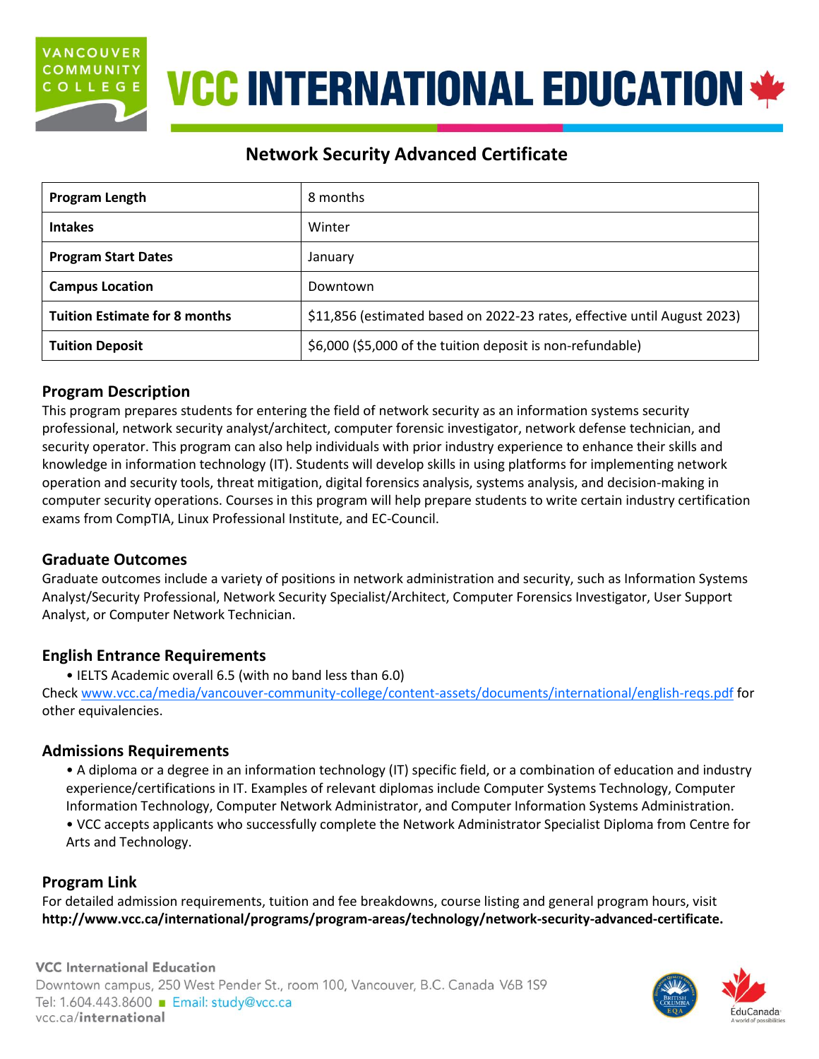# VCC INTERNATIONAL EDUCATION

## Network Security Advanced Certificate

| | |
|---|---|
| **Program Length** | 8 months |
| **Intakes** | Winter |
| **Program Start Dates** | January |
| **Campus Location** | Downtown |
| **Tuition Estimate for 8 months** | $11,856 (estimated based on 2022-23 rates, effective until August 2023) |
| **Tuition Deposit** | $6,000 ($5,000 of the tuition deposit is non-refundable) |

### Program Description

This program prepares students for entering the field of network security as an information systems security professional, network security analyst/architect, computer forensic investigator, network defense technician, and security operator. This program can also help individuals with prior industry experience to enhance their skills and knowledge in information technology (IT). Students will develop skills in using platforms for implementing network operation and security tools, threat mitigation, digital forensics analysis, systems analysis, and decision-making in computer security operations. Courses in this program will help prepare students to write certain industry certification exams from CompTIA, Linux Professional Institute, and EC-Council.

### Graduate Outcomes

Graduate outcomes include a variety of positions in network administration and security, such as Information Systems Analyst/Security Professional, Network Security Specialist/Architect, Computer Forensics Investigator, User Support Analyst, or Computer Network Technician.

### English Entrance Requirements

- IELTS Academic overall 6.5 (with no band less than 6.0)

Check www.vcc.ca/media/vancouver-community-college/content-assets/documents/international/english-reqs.pdf for other equivalencies.

### Admissions Requirements

- A diploma or a degree in an information technology (IT) specific field, or a combination of education and industry experience/certifications in IT. Examples of relevant diplomas include Computer Systems Technology, Computer Information Technology, Computer Network Administrator, and Computer Information Systems Administration.
- VCC accepts applicants who successfully complete the Network Administrator Specialist Diploma from Centre for Arts and Technology.

### Program Link

For detailed admission requirements, tuition and fee breakdowns, course listing and general program hours, visit **http://www.vcc.ca/international/programs/program-areas/technology/network-security-advanced-certificate.**

VCC International Education
Downtown campus, 250 West Pender St., room 100, Vancouver, B.C. Canada V6B 1S9
Tel: 1.604.443.8600 ■ Email: study@vcc.ca
vcc.ca/**international**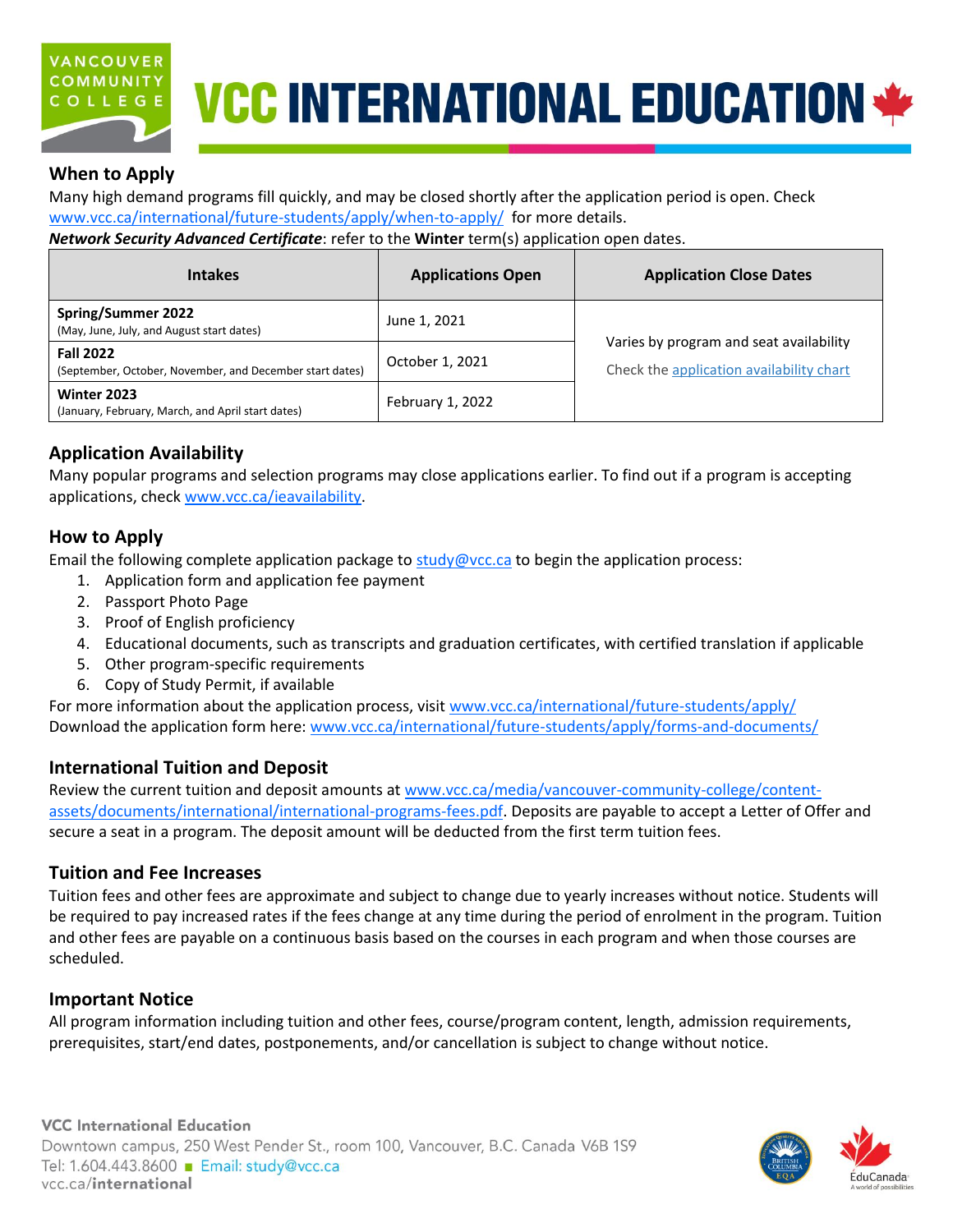# VCC INTERNATIONAL EDUCATION

## When to Apply

Many high demand programs fill quickly, and may be closed shortly after the application period is open. Check www.vcc.ca/international/future-students/apply/when-to-apply/ for more details.

***Network Security Advanced Certificate***: refer to the **Winter** term(s) application open dates.

| Intakes | Applications Open | Application Close Dates |
|---|---|---|
| **Spring/Summer 2022** (May, June, July, and August start dates) | June 1, 2021 | Varies by program and seat availability Check the application availability chart |
| **Fall 2022** (September, October, November, and December start dates) | October 1, 2021 | |
| **Winter 2023** (January, February, March, and April start dates) | February 1, 2022 | |

## Application Availability

Many popular programs and selection programs may close applications earlier. To find out if a program is accepting applications, check www.vcc.ca/ieavailability.

## How to Apply

Email the following complete application package to study@vcc.ca to begin the application process:

1. Application form and application fee payment
2. Passport Photo Page
3. Proof of English proficiency
4. Educational documents, such as transcripts and graduation certificates, with certified translation if applicable
5. Other program-specific requirements
6. Copy of Study Permit, if available

For more information about the application process, visit www.vcc.ca/international/future-students/apply/
Download the application form here: www.vcc.ca/international/future-students/apply/forms-and-documents/

## International Tuition and Deposit

Review the current tuition and deposit amounts at www.vcc.ca/media/vancouver-community-college/content-assets/documents/international/international-programs-fees.pdf. Deposits are payable to accept a Letter of Offer and secure a seat in a program. The deposit amount will be deducted from the first term tuition fees.

## Tuition and Fee Increases

Tuition fees and other fees are approximate and subject to change due to yearly increases without notice. Students will be required to pay increased rates if the fees change at any time during the period of enrolment in the program. Tuition and other fees are payable on a continuous basis based on the courses in each program and when those courses are scheduled.

## Important Notice

All program information including tuition and other fees, course/program content, length, admission requirements, prerequisites, start/end dates, postponements, and/or cancellation is subject to change without notice.

**VCC International Education**
Downtown campus, 250 West Pender St., room 100, Vancouver, B.C. Canada V6B 1S9
Tel: 1.604.443.8600 ■ Email: study@vcc.ca
vcc.ca/**international**